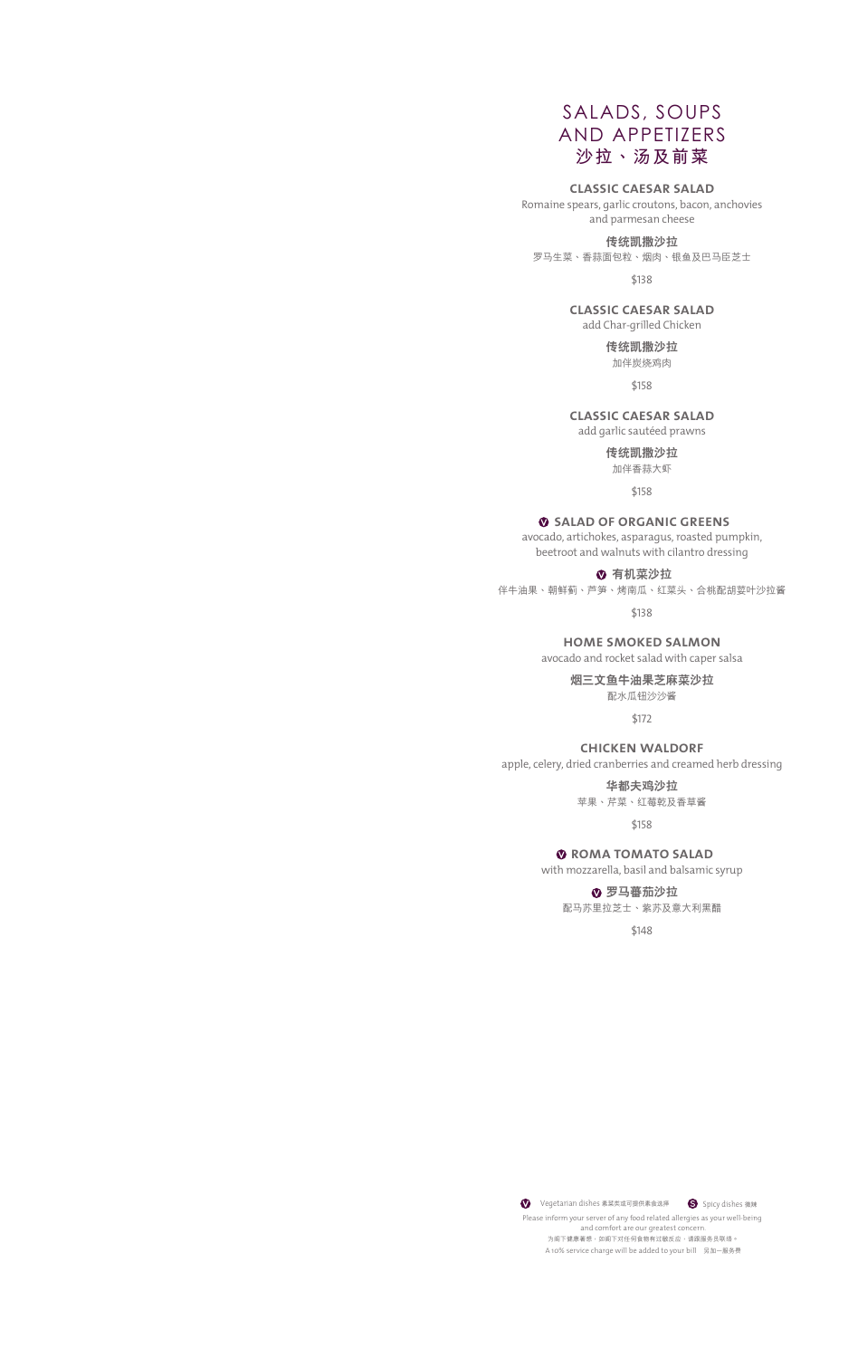# SALADS, SOUPS AND APPETIZERS
# 沙拉、汤及前菜

### CLASSIC CAESAR SALAD

Romaine spears, garlic croutons, bacon, anchovies and parmesan cheese

**传统凯撒沙拉**

罗马生菜、香蒜面包粒、烟肉、银鱼及巴马臣芝士

$138

### CLASSIC CAESAR SALAD

add Char-grilled Chicken

**传统凯撒沙拉**

加伴炭烧鸡肉

$158

### CLASSIC CAESAR SALAD

add garlic sautéed prawns

**传统凯撒沙拉**

加伴香蒜大虾

$158

### Ⓥ SALAD OF ORGANIC GREENS

avocado, artichokes, asparagus, roasted pumpkin, beetroot and walnuts with cilantro dressing

**Ⓥ 有机菜沙拉**

伴牛油果、朝鲜蓟、芦笋、烤南瓜、红菜头、合桃配胡荽叶沙拉酱

$138

### HOME SMOKED SALMON

avocado and rocket salad with caper salsa

**烟三文鱼牛油果芝麻菜沙拉**

配水瓜钮沙沙酱

$172

### CHICKEN WALDORF

apple, celery, dried cranberries and creamed herb dressing

**华都夫鸡沙拉**

苹果、芹菜、红莓乾及香草酱

$158

### Ⓥ ROMA TOMATO SALAD

with mozzarella, basil and balsamic syrup

**Ⓥ 罗马蕃茄沙拉**

配马苏里拉芝士、紫苏及意大利黑醋

$148

Ⓥ Vegetarian dishes 素菜类或可提供素食选择　Ⓢ Spicy dishes 微辣

Please inform your server of any food related allergies as your well-being and comfort are our greatest concern.

为阁下健康着想，如阁下对任何食物有过敏反应，请跟服务员联络。

A 10% service charge will be added to your bill　另加一服务费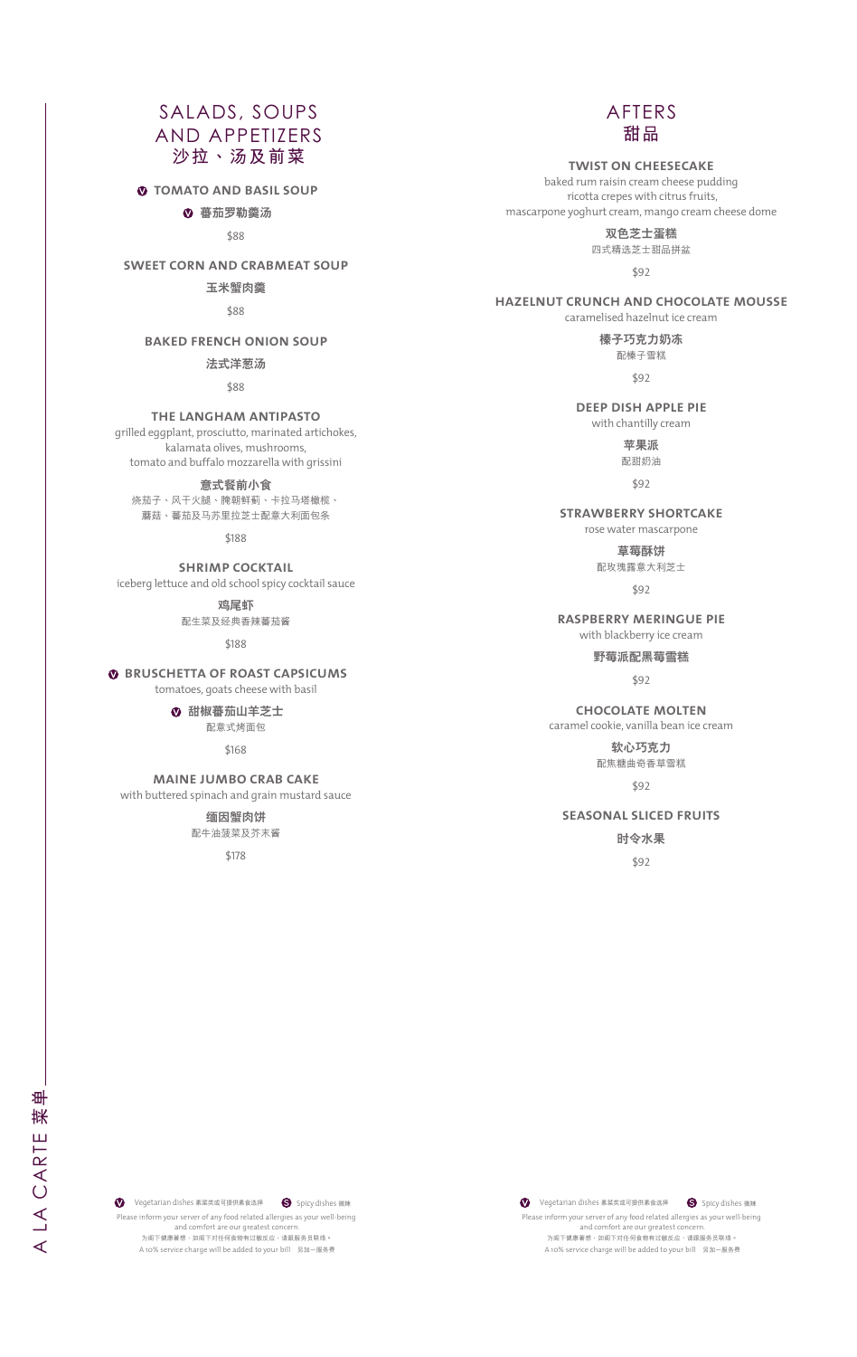# SALADS, SOUPS AND APPETIZERS
# 沙拉、汤及前菜

**Ⓥ TOMATO AND BASIL SOUP**

**Ⓥ 蕃茄罗勒羹汤**

$88

**SWEET CORN AND CRABMEAT SOUP**

**玉米蟹肉羹**

$88

**BAKED FRENCH ONION SOUP**

**法式洋葱汤**

$88

**THE LANGHAM ANTIPASTO**

grilled eggplant, prosciutto, marinated artichokes, kalamata olives, mushrooms, tomato and buffalo mozzarella with grissini

**意式餐前小食**

烧茄子、风干火腿、腌朝鲜蓟、卡拉马塔橄榄、蘑菇、蕃茄及马苏里拉芝士配意大利面包条

$188

**SHRIMP COCKTAIL**

iceberg lettuce and old school spicy cocktail sauce

**鸡尾虾**

配生菜及经典香辣蕃茄酱

$188

**Ⓥ BRUSCHETTA OF ROAST CAPSICUMS**

tomatoes, goats cheese with basil

**Ⓥ 甜椒蕃茄山羊芝士**

配意式烤面包

$168

**MAINE JUMBO CRAB CAKE**

with buttered spinach and grain mustard sauce

**缅因蟹肉饼**

配牛油菠菜及芥末酱

$178

Ⓥ Vegetarian dishes 素菜类或可提供素食选择　Ⓢ Spicy dishes 微辣

Please inform your server of any food related allergies as your well-being and comfort are our greatest concern.

为阁下健康着想，如阁下对任何食物有过敏反应，请跟服务员联络。

A 10% service charge will be added to your bill　另加一服务费

# AFTERS
# 甜品

**TWIST ON CHEESECAKE**

baked rum raisin cream cheese pudding
ricotta crepes with citrus fruits,
mascarpone yoghurt cream, mango cream cheese dome

**双色芝士蛋糕**

四式精选芝士甜品拼盆

$92

**HAZELNUT CRUNCH AND CHOCOLATE MOUSSE**

caramelised hazelnut ice cream

**榛子巧克力奶冻**

配榛子雪糕

$92

**DEEP DISH APPLE PIE**

with chantilly cream

**苹果派**

配甜奶油

$92

**STRAWBERRY SHORTCAKE**

rose water mascarpone

**草莓酥饼**

配玫瑰露意大利芝士

$92

**RASPBERRY MERINGUE PIE**

with blackberry ice cream

**野莓派配黑莓雪糕**

$92

**CHOCOLATE MOLTEN**

caramel cookie, vanilla bean ice cream

**软心巧克力**

配焦糖曲奇香草雪糕

$92

**SEASONAL SLICED FRUITS**

**时令水果**

$92

Ⓥ Vegetarian dishes 素菜类或可提供素食选择　Ⓢ Spicy dishes 微辣

Please inform your server of any food related allergies as your well-being and comfort are our greatest concern.

为阁下健康着想，如阁下对任何食物有过敏反应，请跟服务员联络。

A 10% service charge will be added to your bill　另加一服务费

A LA CARTE 菜单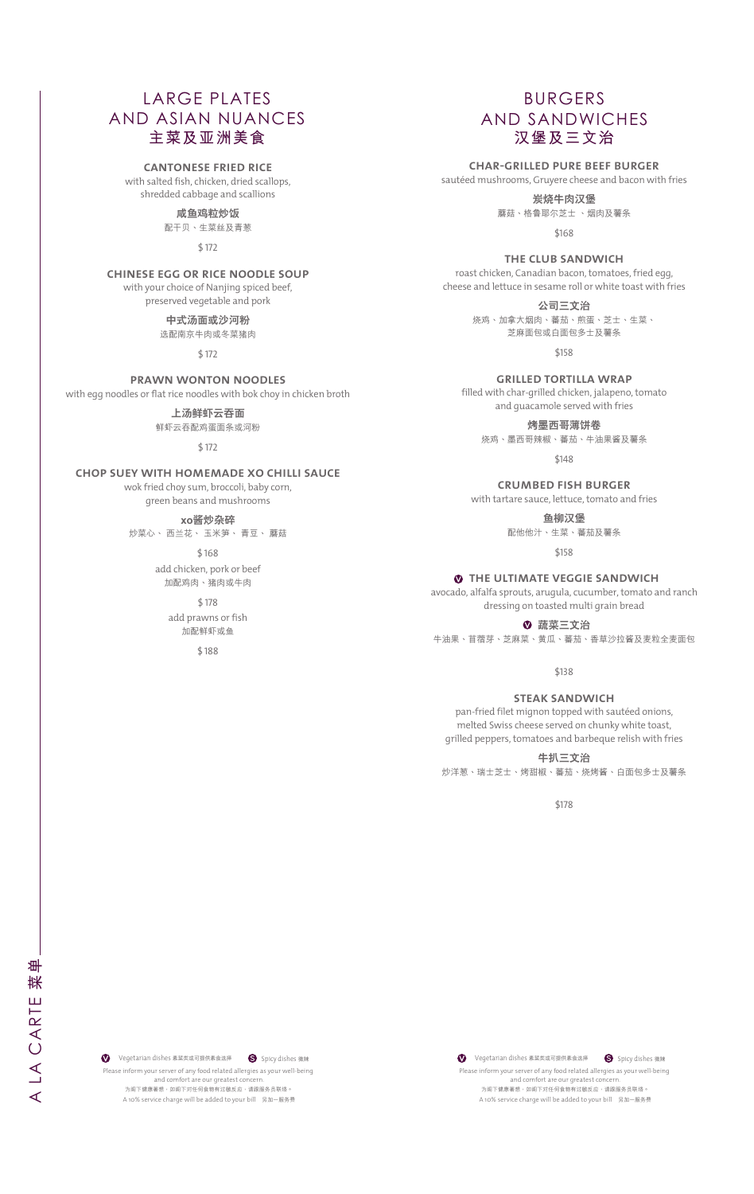# LARGE PLATES AND ASIAN NUANCES
# 主菜及亚洲美食

### CANTONESE FRIED RICE

with salted fish, chicken, dried scallops, shredded cabbage and scallions

**咸鱼鸡粒炒饭**

配干贝、生菜丝及青葱

$ 172

### CHINESE EGG OR RICE NOODLE SOUP

with your choice of Nanjing spiced beef, preserved vegetable and pork

**中式汤面或沙河粉**

选配南京牛肉或冬菜猪肉

$ 172

### PRAWN WONTON NOODLES

with egg noodles or flat rice noodles with bok choy in chicken broth

**上汤鲜虾云吞面**

鲜虾云吞配鸡蛋面条或河粉

$ 172

### CHOP SUEY WITH HOMEMADE XO CHILLI SAUCE

wok fried choy sum, broccoli, baby corn, green beans and mushrooms

**xo酱炒杂碎**

炒菜心、 西兰花、 玉米笋、 青豆、 蘑菇

$ 168

add chicken, pork or beef
加配鸡肉、猪肉或牛肉

$ 178

add prawns or fish
加配鲜虾或鱼

$ 188

# BURGERS AND SANDWICHES
# 汉堡及三文治

### CHAR-GRILLED PURE BEEF BURGER

sautéed mushrooms, Gruyere cheese and bacon with fries

**炭烧牛肉汉堡**

蘑菇、格鲁耶尔芝士 、烟肉及薯条

$168

### THE CLUB SANDWICH

roast chicken, Canadian bacon, tomatoes, fried egg, cheese and lettuce in sesame roll or white toast with fries

**公司三文治**

烧鸡、加拿大烟肉、蕃茄、煎蛋、芝士、生菜、芝麻面包或白面包多士及薯条

$158

### GRILLED TORTILLA WRAP

filled with char-grilled chicken, jalapeno, tomato and guacamole served with fries

**烤墨西哥薄饼卷**

烧鸡、墨西哥辣椒、蕃茄、牛油果酱及薯条

$148

### CRUMBED FISH BURGER

with tartare sauce, lettuce, tomato and fries

**鱼柳汉堡**

配他他汁、生菜、蕃茄及薯条

$158

### Ⓥ THE ULTIMATE VEGGIE SANDWICH

avocado, alfalfa sprouts, arugula, cucumber, tomato and ranch dressing on toasted multi grain bread

**Ⓥ 蔬菜三文治**

牛油果、苜蓿芽、芝麻菜、黄瓜、蕃茄、香草沙拉酱及麦粒全麦面包

$138

### STEAK SANDWICH

pan-fried filet mignon topped with sautéed onions, melted Swiss cheese served on chunky white toast, grilled peppers, tomatoes and barbeque relish with fries

**牛扒三文治**

炒洋葱、瑞士芝士、烤甜椒、蕃茄、烧烤酱、白面包多士及薯条

$178

Ⓥ Vegetarian dishes 素菜类或可提供素食选择 Ⓢ Spicy dishes 微辣

Please inform your server of any food related allergies as your well-being and comfort are our greatest concern.
为阁下健康着想，如阁下对任何食物有过敏反应，请跟服务员联络。
A 10% service charge will be added to your bill 另加一服务费

A LA CARTE 菜单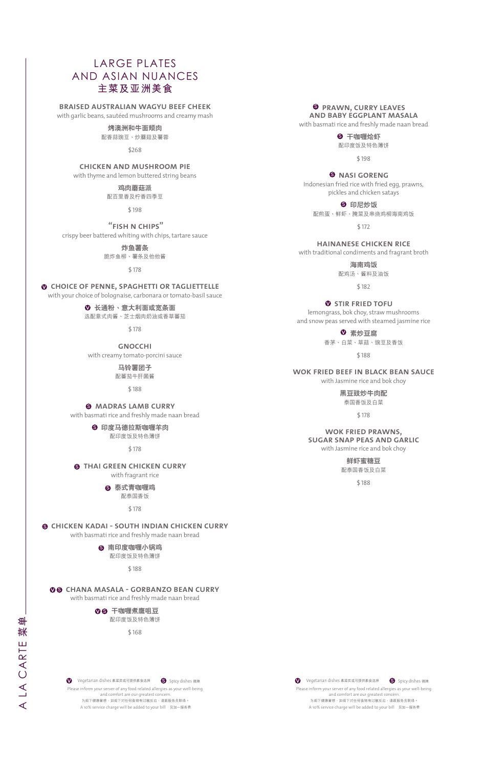# LARGE PLATES AND ASIAN NUANCES
# 主菜及亚洲美食

### BRAISED AUSTRALIAN WAGYU BEEF CHEEK
with garlic beans, sautéed mushrooms and creamy mash

**烤澳洲和牛面颊肉**
配香蒜豌豆、炒蘑菇及薯蓉

$268

### CHICKEN AND MUSHROOM PIE
with thyme and lemon buttered string beans

**鸡肉蘑菇派**
配百里香及柠香四季豆

$198

### "FISH N CHIPS"
crispy beer battered whiting with chips, tartare sauce

**炸鱼薯条**
脆炸鱼柳、薯条及他他酱

$178

### Ⓥ CHOICE OF PENNE, SPAGHETTI OR TAGLIETTELLE
with your choice of bolognaise, carbonara or tomato-basil sauce

**Ⓥ 长通粉、意大利面或宽条面**
选配意式肉酱、芝士烟肉奶油或香草蕃茄

$178

### GNOCCHI
with creamy tomato-porcini sauce

**马铃薯团子**
配蕃茄牛肝菌酱

$188

### Ⓢ MADRAS LAMB CURRY
with basmati rice and freshly made naan bread

**Ⓢ 印度马德拉斯咖喱羊肉**
配印度饭及特色薄饼

$178

### Ⓢ THAI GREEN CHICKEN CURRY
with fragrant rice

**Ⓢ 泰式青咖喱鸡**
配泰国香饭

$178

### Ⓢ CHICKEN KADAI - SOUTH INDIAN CHICKEN CURRY
with basmati rice and freshly made naan bread

**Ⓢ 南印度咖喱小锅鸡**
配印度饭及特色薄饼

$188

### ⓋⓈ CHANA MASALA - GORBANZO BEAN CURRY
with basmati rice and freshly made naan bread

**ⓋⓈ 干咖喱煮鹰咀豆**
配印度饭及特色薄饼

$168

### Ⓢ PRAWN, CURRY LEAVES AND BABY EGGPLANT MASALA
with basmati rice and freshly made naan bread

**Ⓢ 干咖喱烩虾**
配印度饭及特色薄饼

$198

### Ⓢ NASI GORENG
Indonesian fried rice with fried egg, prawns, pickles and chicken satays

**Ⓢ 印尼炒饭**
配煎蛋、鲜虾、腌菜及串烧鸡柳海南鸡饭

$172

### HAINANESE CHICKEN RICE
with traditional condiments and fragrant broth

**海南鸡饭**
配鸡汤、酱料及油饭

$182

### Ⓥ STIR FRIED TOFU
lemongrass, bok choy, straw mushrooms and snow peas served with steamed jasmine rice

**Ⓥ 素炒豆腐**
香茅、白菜、草菇、豌豆及香饭

$188

### WOK FRIED BEEF IN BLACK BEAN SAUCE
with Jasmine rice and bok choy

**黑豆豉炒牛肉配**
泰国香饭及白菜

$178

### WOK FRIED PRAWNS, SUGAR SNAP PEAS AND GARLIC
with Jasmine rice and bok choy

**鲜虾蜜糖豆**
配泰国香饭及白菜

$188

Ⓥ Vegetarian dishes 素菜类或可提供素食选择 Ⓢ Spicy dishes 辣辣

Please inform your server of any food related allergies as your well-being and comfort are our greatest concern.
为阁下健康着想，如阁下对任何食物有过敏反应，请跟服务员联络。
A 10% service charge will be added to your bill 另加一服务费

A LA CARTE 菜单